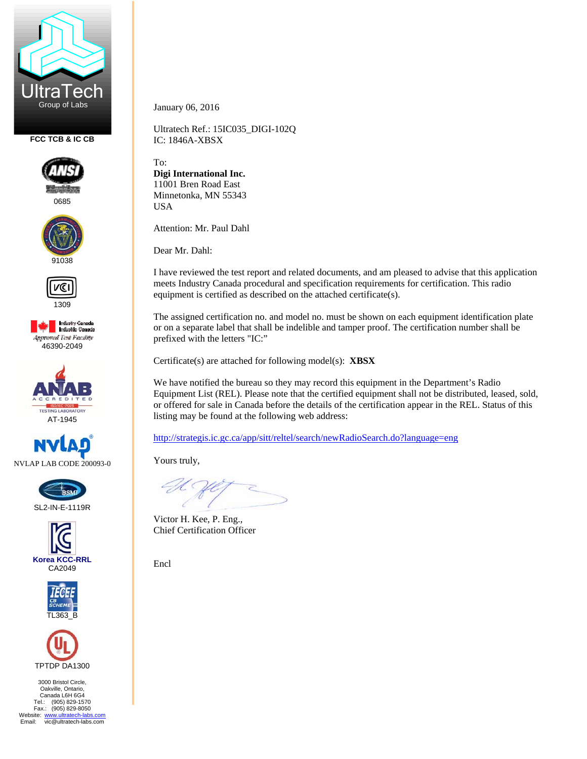UltraTech
Group of Labs

FCC TCB & IC CB

0685

91038

1309

46390-2049

AT-1945

NVLAP LAB CODE 200093-0

SL2-IN-E-1119R

Korea KCC-RRL
CA2049

TL363_B

TPTDP DA1300

3000 Bristol Circle,
Oakville, Ontario,
Canada L6H 6G4
Tel.: (905) 829-1570
Fax.: (905) 829-8050
Website: www.ultratech-labs.com
Email: vic@ultratech-labs.com

January 06, 2016

Ultratech Ref.: 15IC035_DIGI-102Q
IC: 1846A-XBSX

To:
**Digi International Inc.**
11001 Bren Road East
Minnetonka, MN 55343
USA

Attention: Mr. Paul Dahl

Dear Mr. Dahl:

I have reviewed the test report and related documents, and am pleased to advise that this application meets Industry Canada procedural and specification requirements for certification. This radio equipment is certified as described on the attached certificate(s).

The assigned certification no. and model no. must be shown on each equipment identification plate or on a separate label that shall be indelible and tamper proof. The certification number shall be prefixed with the letters "IC:"

Certificate(s) are attached for following model(s): **XBSX**

We have notified the bureau so they may record this equipment in the Department's Radio Equipment List (REL). Please note that the certified equipment shall not be distributed, leased, sold, or offered for sale in Canada before the details of the certification appear in the REL. Status of this listing may be found at the following web address:

http://strategis.ic.gc.ca/app/sitt/reltel/search/newRadioSearch.do?language=eng

Yours truly,

Victor H. Kee, P. Eng.,
Chief Certification Officer

Encl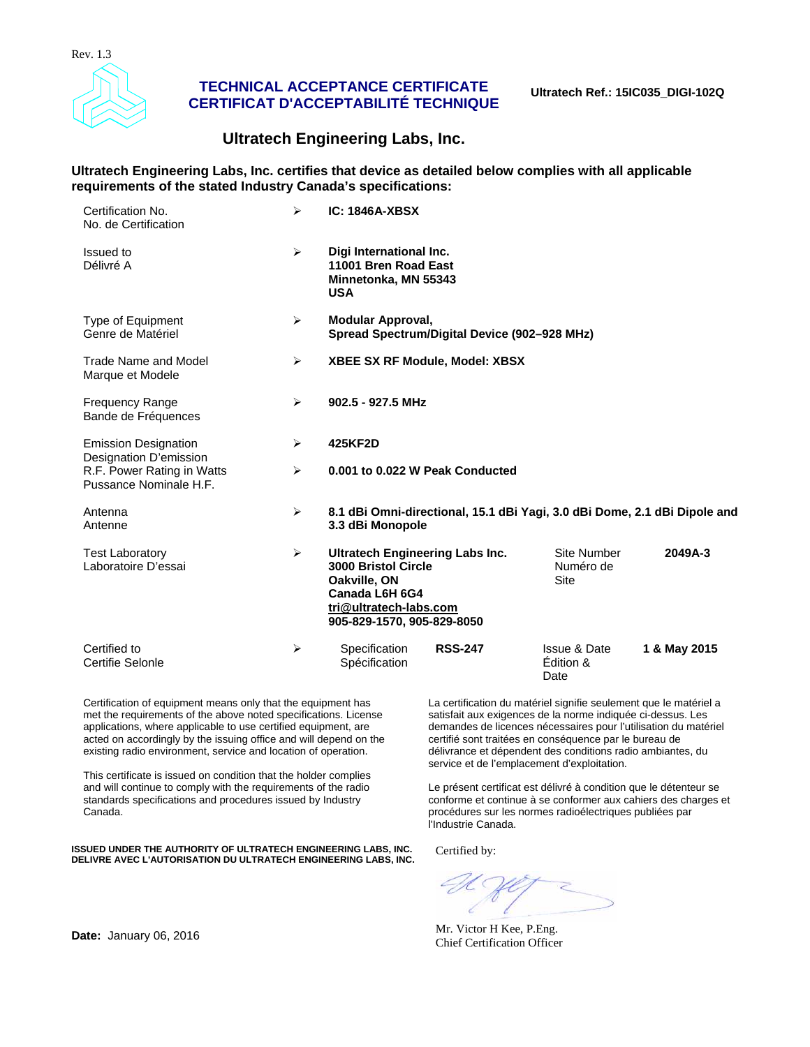Rev. 1.3

## TECHNICAL ACCEPTANCE CERTIFICATE
## CERTIFICAT D'ACCEPTABILITÉ TECHNIQUE

**Ultratech Ref.: 15IC035_DIGI-102Q**

# Ultratech Engineering Labs, Inc.

**Ultratech Engineering Labs, Inc. certifies that device as detailed below complies with all applicable requirements of the stated Industry Canada's specifications:**

| | | |
|---|---|---|
| Certification No.<br>No. de Certification | ➢ | **IC: 1846A-XBSX** |
| Issued to<br>Délivré A | ➢ | **Digi International Inc.<br>11001 Bren Road East<br>Minnetonka, MN 55343<br>USA** |
| Type of Equipment<br>Genre de Matériel | ➢ | **Modular Approval,<br>Spread Spectrum/Digital Device (902–928 MHz)** |
| Trade Name and Model<br>Marque et Modele | ➢ | **XBEE SX RF Module, Model: XBSX** |
| Frequency Range<br>Bande de Fréquences | ➢ | **902.5 - 927.5 MHz** |
| Emission Designation<br>Designation D'emission | ➢ | **425KF2D** |
| R.F. Power Rating in Watts<br>Pussance Nominale H.F. | ➢ | **0.001 to 0.022 W Peak Conducted** |
| Antenna<br>Antenne | ➢ | **8.1 dBi Omni-directional, 15.1 dBi Yagi, 3.0 dBi Dome, 2.1 dBi Dipole and 3.3 dBi Monopole** |
| Test Laboratory<br>Laboratoire D'essai | ➢ | **Ultratech Engineering Labs Inc.<br>3000 Bristol Circle<br>Oakville, ON<br>Canada L6H 6G4<br>tri@ultratech-labs.com<br>905-829-1570, 905-829-8050**<br>Site Number / Numéro de Site: **2049A-3** |
| Certified to<br>Certifie Selonle | ➢ | Specification / Spécification: **RSS-247**<br>Issue & Date / Édition & Date: **1 & May 2015** |

Certification of equipment means only that the equipment has met the requirements of the above noted specifications. License applications, where applicable to use certified equipment, are acted on accordingly by the issuing office and will depend on the existing radio environment, service and location of operation.

This certificate is issued on condition that the holder complies and will continue to comply with the requirements of the radio standards specifications and procedures issued by Industry Canada.

La certification du matériel signifie seulement que le matériel a satisfait aux exigences de la norme indiquée ci-dessus. Les demandes de licences nécessaires pour l'utilisation du matériel certifié sont traitées en conséquence par le bureau de délivrance et dépendent des conditions radio ambiantes, du service et de l'emplacement d'exploitation.

Le présent certificat est délivré à condition que le détenteur se conforme et continue à se conformer aux cahiers des charges et procédures sur les normes radioélectriques publiées par l'Industrie Canada.

**ISSUED UNDER THE AUTHORITY OF ULTRATECH ENGINEERING LABS, INC.**
**DELIVRE AVEC L'AUTORISATION DU ULTRATECH ENGINEERING LABS, INC.**

Certified by:

Mr. Victor H Kee, P.Eng.
Chief Certification Officer

**Date:** January 06, 2016